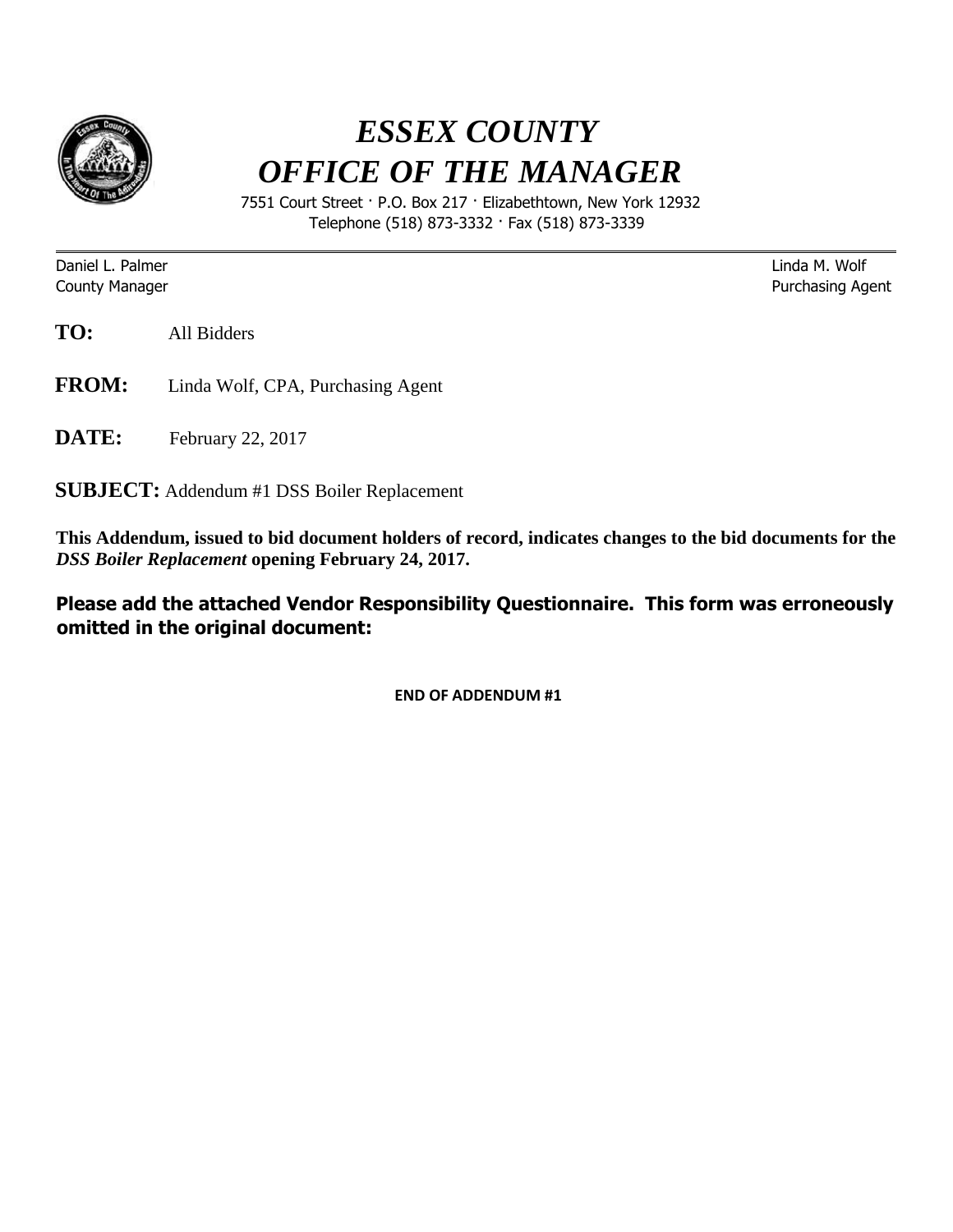# *ESSEX COUNTY*
# *OFFICE OF THE MANAGER*

7551 Court Street · P.O. Box 217 · Elizabethtown, New York 12932
Telephone (518) 873-3332 · Fax (518) 873-3339

---

Daniel L. Palmer
County Manager

Linda M. Wolf
Purchasing Agent

**TO:** All Bidders

**FROM:** Linda Wolf, CPA, Purchasing Agent

**DATE:** February 22, 2017

**SUBJECT:** Addendum #1 DSS Boiler Replacement

**This Addendum, issued to bid document holders of record, indicates changes to the bid documents for the *DSS Boiler Replacement* opening February 24, 2017.**

**Please add the attached Vendor Responsibility Questionnaire. This form was erroneously omitted in the original document:**

**END OF ADDENDUM #1**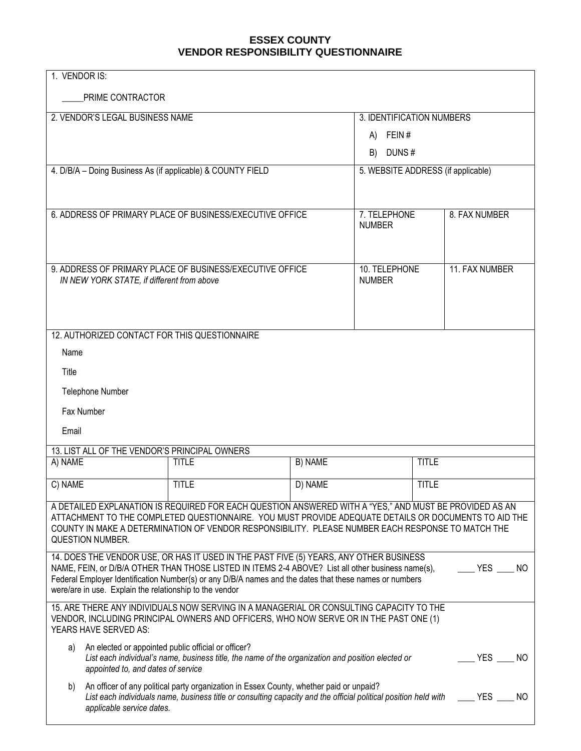# ESSEX COUNTY
## VENDOR RESPONSIBILITY QUESTIONNAIRE

1. VENDOR IS:

   _____PRIME CONTRACTOR

| 2. VENDOR'S LEGAL BUSINESS NAME | 3. IDENTIFICATION NUMBERS<br>A) FEIN #<br>B) DUNS # | |
|---|---|---|
| 4. D/B/A – Doing Business As (if applicable) & COUNTY FIELD | 5. WEBSITE ADDRESS (if applicable) | |
| 6. ADDRESS OF PRIMARY PLACE OF BUSINESS/EXECUTIVE OFFICE | 7. TELEPHONE NUMBER | 8. FAX NUMBER |
| 9. ADDRESS OF PRIMARY PLACE OF BUSINESS/EXECUTIVE OFFICE *IN NEW YORK STATE, if different from above* | 10. TELEPHONE NUMBER | 11. FAX NUMBER |

12. AUTHORIZED CONTACT FOR THIS QUESTIONNAIRE

Name

Title

Telephone Number

Fax Number

Email

13. LIST ALL OF THE VENDOR'S PRINCIPAL OWNERS

| A) NAME | TITLE | B) NAME | TITLE |
|---|---|---|---|
| C) NAME | TITLE | D) NAME | TITLE |

A DETAILED EXPLANATION IS REQUIRED FOR EACH QUESTION ANSWERED WITH A "YES," AND MUST BE PROVIDED AS AN ATTACHMENT TO THE COMPLETED QUESTIONNAIRE. YOU MUST PROVIDE ADEQUATE DETAILS OR DOCUMENTS TO AID THE COUNTY IN MAKE A DETERMINATION OF VENDOR RESPONSIBILITY. PLEASE NUMBER EACH RESPONSE TO MATCH THE QUESTION NUMBER.

14. DOES THE VENDOR USE, OR HAS IT USED IN THE PAST FIVE (5) YEARS, ANY OTHER BUSINESS NAME, FEIN, or D/B/A OTHER THAN THOSE LISTED IN ITEMS 2-4 ABOVE? List all other business name(s), Federal Employer Identification Number(s) or any D/B/A names and the dates that these names or numbers were/are in use. Explain the relationship to the vendor ____ YES ____ NO

15. ARE THERE ANY INDIVIDUALS NOW SERVING IN A MANAGERIAL OR CONSULTING CAPACITY TO THE VENDOR, INCLUDING PRINCIPAL OWNERS AND OFFICERS, WHO NOW SERVE OR IN THE PAST ONE (1) YEARS HAVE SERVED AS:

a) An elected or appointed public official or officer?
*List each individual's name, business title, the name of the organization and position elected or appointed to, and dates of service* ____ YES ____ NO

b) An officer of any political party organization in Essex County, whether paid or unpaid?
*List each individuals name, business title or consulting capacity and the official political position held with applicable service dates.* ____ YES ____ NO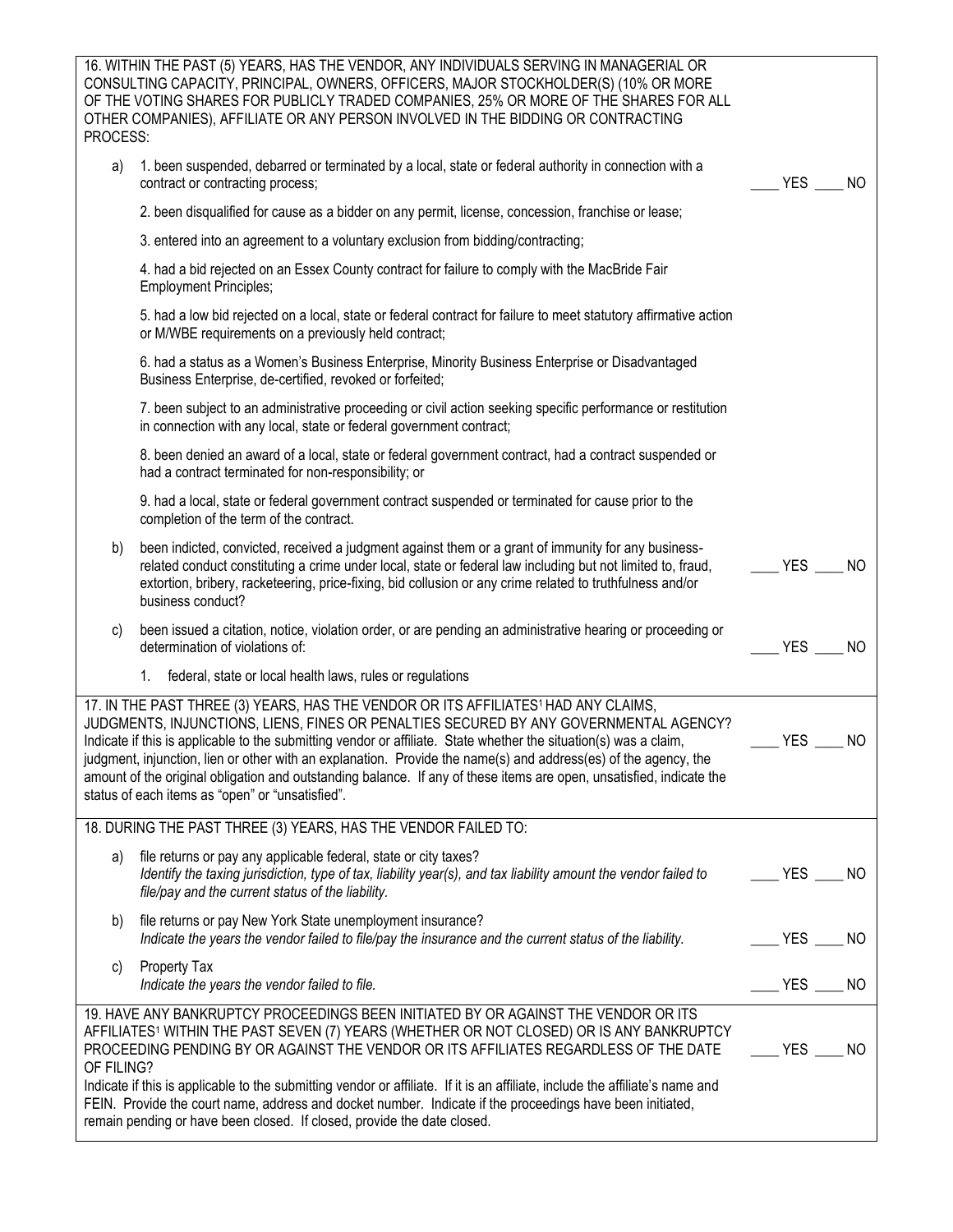16. WITHIN THE PAST (5) YEARS, HAS THE VENDOR, ANY INDIVIDUALS SERVING IN MANAGERIAL OR CONSULTING CAPACITY, PRINCIPAL, OWNERS, OFFICERS, MAJOR STOCKHOLDER(S) (10% OR MORE OF THE VOTING SHARES FOR PUBLICLY TRADED COMPANIES, 25% OR MORE OF THE SHARES FOR ALL OTHER COMPANIES), AFFILIATE OR ANY PERSON INVOLVED IN THE BIDDING OR CONTRACTING PROCESS:

a) 1. been suspended, debarred or terminated by a local, state or federal authority in connection with a contract or contracting process; ____ YES ____ NO

2. been disqualified for cause as a bidder on any permit, license, concession, franchise or lease;

3. entered into an agreement to a voluntary exclusion from bidding/contracting;

4. had a bid rejected on an Essex County contract for failure to comply with the MacBride Fair Employment Principles;

5. had a low bid rejected on a local, state or federal contract for failure to meet statutory affirmative action or M/WBE requirements on a previously held contract;

6. had a status as a Women's Business Enterprise, Minority Business Enterprise or Disadvantaged Business Enterprise, de-certified, revoked or forfeited;

7. been subject to an administrative proceeding or civil action seeking specific performance or restitution in connection with any local, state or federal government contract;

8. been denied an award of a local, state or federal government contract, had a contract suspended or had a contract terminated for non-responsibility; or

9. had a local, state or federal government contract suspended or terminated for cause prior to the completion of the term of the contract.

b) been indicted, convicted, received a judgment against them or a grant of immunity for any business-related conduct constituting a crime under local, state or federal law including but not limited to, fraud, extortion, bribery, racketeering, price-fixing, bid collusion or any crime related to truthfulness and/or business conduct? ____ YES ____ NO

c) been issued a citation, notice, violation order, or are pending an administrative hearing or proceeding or determination of violations of: ____ YES ____ NO

1. federal, state or local health laws, rules or regulations

17. IN THE PAST THREE (3) YEARS, HAS THE VENDOR OR ITS AFFILIATES[1] HAD ANY CLAIMS, JUDGMENTS, INJUNCTIONS, LIENS, FINES OR PENALTIES SECURED BY ANY GOVERNMENTAL AGENCY? ____ YES ____ NO
Indicate if this is applicable to the submitting vendor or affiliate. State whether the situation(s) was a claim, judgment, injunction, lien or other with an explanation. Provide the name(s) and address(es) of the agency, the amount of the original obligation and outstanding balance. If any of these items are open, unsatisfied, indicate the status of each items as "open" or "unsatisfied".

18. DURING THE PAST THREE (3) YEARS, HAS THE VENDOR FAILED TO:

a) file returns or pay any applicable federal, state or city taxes? ____ YES ____ NO
*Identify the taxing jurisdiction, type of tax, liability year(s), and tax liability amount the vendor failed to file/pay and the current status of the liability.*

b) file returns or pay New York State unemployment insurance? ____ YES ____ NO
*Indicate the years the vendor failed to file/pay the insurance and the current status of the liability.*

c) Property Tax ____ YES ____ NO
*Indicate the years the vendor failed to file.*

19. HAVE ANY BANKRUPTCY PROCEEDINGS BEEN INITIATED BY OR AGAINST THE VENDOR OR ITS AFFILIATES[1] WITHIN THE PAST SEVEN (7) YEARS (WHETHER OR NOT CLOSED) OR IS ANY BANKRUPTCY PROCEEDING PENDING BY OR AGAINST THE VENDOR OR ITS AFFILIATES REGARDLESS OF THE DATE OF FILING? ____ YES ____ NO
Indicate if this is applicable to the submitting vendor or affiliate. If it is an affiliate, include the affiliate's name and FEIN. Provide the court name, address and docket number. Indicate if the proceedings have been initiated, remain pending or have been closed. If closed, provide the date closed.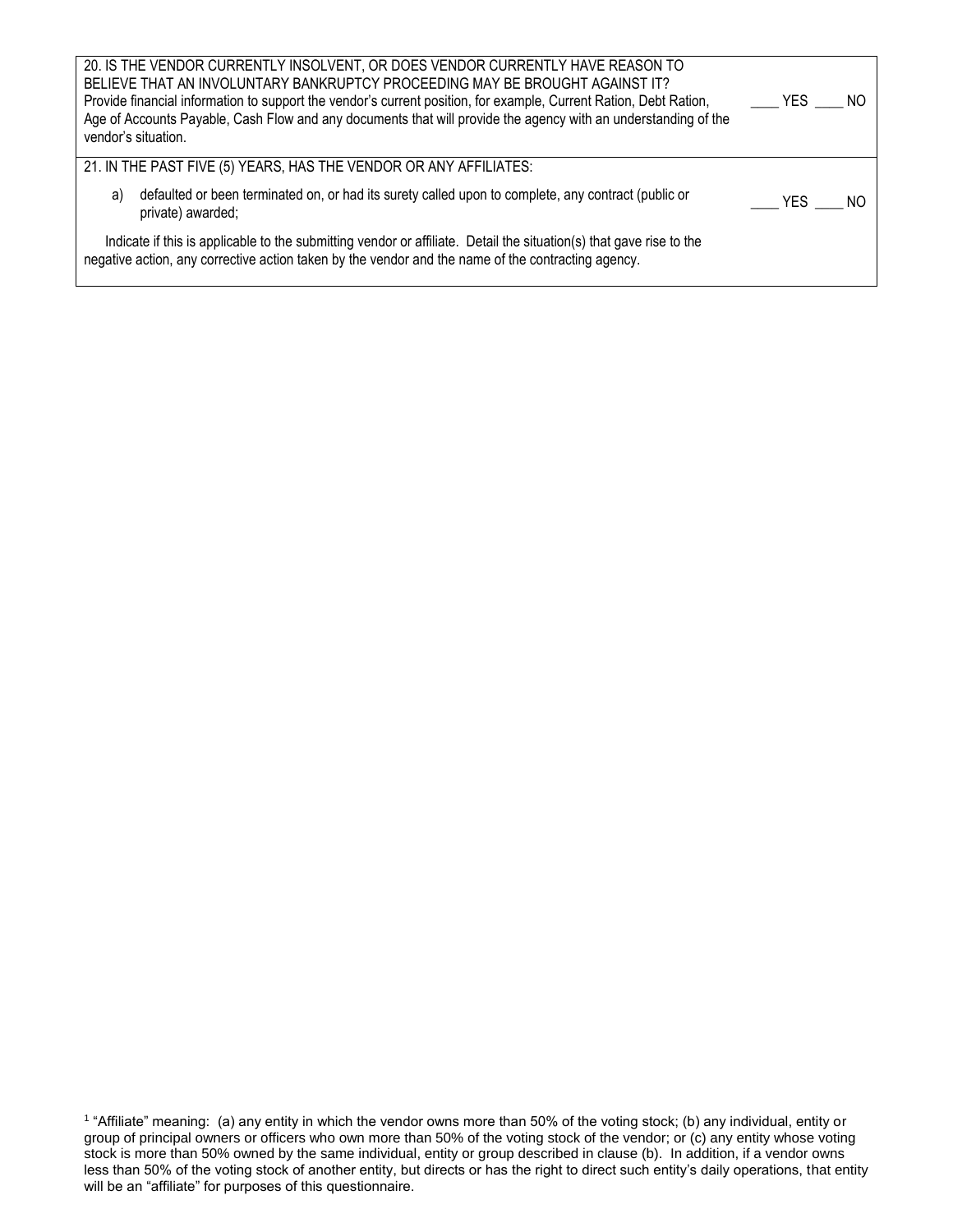| | |
|---|---|
| 20. IS THE VENDOR CURRENTLY INSOLVENT, OR DOES VENDOR CURRENTLY HAVE REASON TO BELIEVE THAT AN INVOLUNTARY BANKRUPTCY PROCEEDING MAY BE BROUGHT AGAINST IT?<br>Provide financial information to support the vendor's current position, for example, Current Ration, Debt Ration, Age of Accounts Payable, Cash Flow and any documents that will provide the agency with an understanding of the vendor's situation. | ____ YES ____ NO |
| 21. IN THE PAST FIVE (5) YEARS, HAS THE VENDOR OR ANY AFFILIATES: | |
| a) defaulted or been terminated on, or had its surety called upon to complete, any contract (public or private) awarded; | ____ YES ____ NO |
| Indicate if this is applicable to the submitting vendor or affiliate. Detail the situation(s) that gave rise to the negative action, any corrective action taken by the vendor and the name of the contracting agency. | |

[1] "Affiliate" meaning: (a) any entity in which the vendor owns more than 50% of the voting stock; (b) any individual, entity or group of principal owners or officers who own more than 50% of the voting stock of the vendor; or (c) any entity whose voting stock is more than 50% owned by the same individual, entity or group described in clause (b). In addition, if a vendor owns less than 50% of the voting stock of another entity, but directs or has the right to direct such entity's daily operations, that entity will be an "affiliate" for purposes of this questionnaire.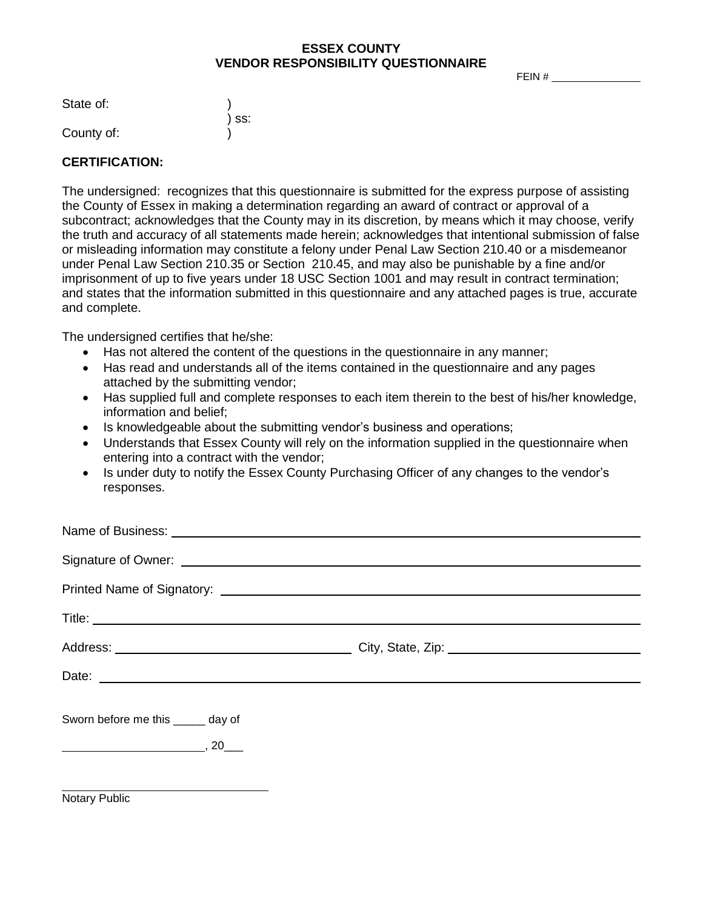**ESSEX COUNTY**
**VENDOR RESPONSIBILITY QUESTIONNAIRE**

FEIN # _______________

State of: )
) ss:
County of: )

**CERTIFICATION:**

The undersigned: recognizes that this questionnaire is submitted for the express purpose of assisting the County of Essex in making a determination regarding an award of contract or approval of a subcontract; acknowledges that the County may in its discretion, by means which it may choose, verify the truth and accuracy of all statements made herein; acknowledges that intentional submission of false or misleading information may constitute a felony under Penal Law Section 210.40 or a misdemeanor under Penal Law Section 210.35 or Section 210.45, and may also be punishable by a fine and/or imprisonment of up to five years under 18 USC Section 1001 and may result in contract termination; and states that the information submitted in this questionnaire and any attached pages is true, accurate and complete.

The undersigned certifies that he/she:

- Has not altered the content of the questions in the questionnaire in any manner;
- Has read and understands all of the items contained in the questionnaire and any pages attached by the submitting vendor;
- Has supplied full and complete responses to each item therein to the best of his/her knowledge, information and belief;
- Is knowledgeable about the submitting vendor's business and operations;
- Understands that Essex County will rely on the information supplied in the questionnaire when entering into a contract with the vendor;
- Is under duty to notify the Essex County Purchasing Officer of any changes to the vendor's responses.

Name of Business: ____________________________________________

Signature of Owner: ____________________________________________

Printed Name of Signatory: ____________________________________________

Title: ____________________________________________

Address: ______________________ City, State, Zip: ______________________

Date: ____________________________________________

Sworn before me this _____ day of

______________________, 20___

______________________________
Notary Public